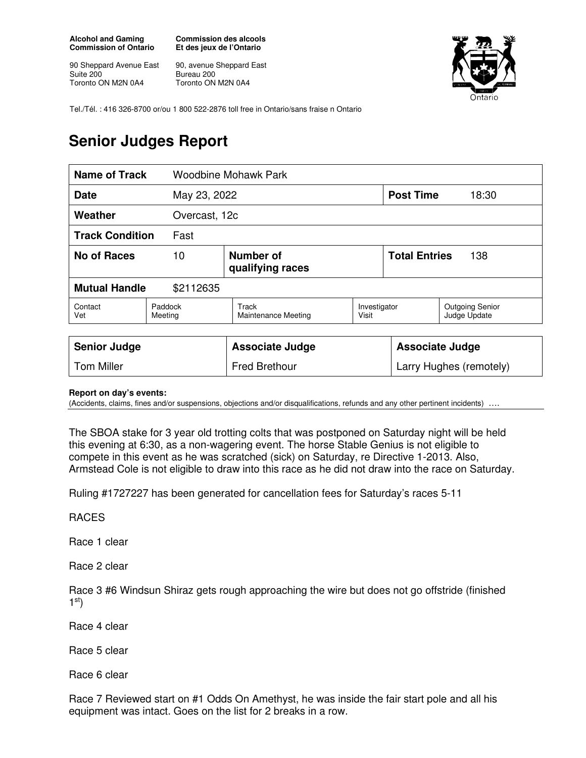**Alcohol and Gaming Commission of Ontario**

90 Sheppard Avenue East
Suite 200
Toronto ON M2N 0A4

**Commission des alcools Et des jeux de l'Ontario**

90, avenue Sheppard East
Bureau 200
Toronto ON M2N 0A4

Tel./Tél. : 416 326-8700 or/ou 1 800 522-2876 toll free in Ontario/sans fraise n Ontario

# Senior Judges Report

| **Name of Track** | Woodbine Mohawk Park | | | |
|---|---|---|---|---|
| **Date** | May 23, 2022 | | **Post Time** | 18:30 |
| **Weather** | Overcast, 12c | | | |
| **Track Condition** | Fast | | | |
| **No of Races** | 10 | **Number of qualifying races** | **Total Entries** | 138 |
| **Mutual Handle** | $2112635 | | | |

| Contact Vet | Paddock Meeting | Track Maintenance Meeting | Investigator Visit | Outgoing Senior Judge Update |
|---|---|---|---|---|

| **Senior Judge** | **Associate Judge** | **Associate Judge** |
|---|---|---|
| Tom Miller | Fred Brethour | Larry Hughes (remotely) |

**Report on day's events:**
(Accidents, claims, fines and/or suspensions, objections and/or disqualifications, refunds and any other pertinent incidents) ….

The SBOA stake for 3 year old trotting colts that was postponed on Saturday night will be held this evening at 6:30, as a non-wagering event. The horse Stable Genius is not eligible to compete in this event as he was scratched (sick) on Saturday, re Directive 1-2013. Also, Armstead Cole is not eligible to draw into this race as he did not draw into the race on Saturday.

Ruling #1727227 has been generated for cancellation fees for Saturday's races 5-11

RACES

Race 1 clear

Race 2 clear

Race 3 #6 Windsun Shiraz gets rough approaching the wire but does not go offstride (finished 1st)

Race 4 clear

Race 5 clear

Race 6 clear

Race 7 Reviewed start on #1 Odds On Amethyst, he was inside the fair start pole and all his equipment was intact. Goes on the list for 2 breaks in a row.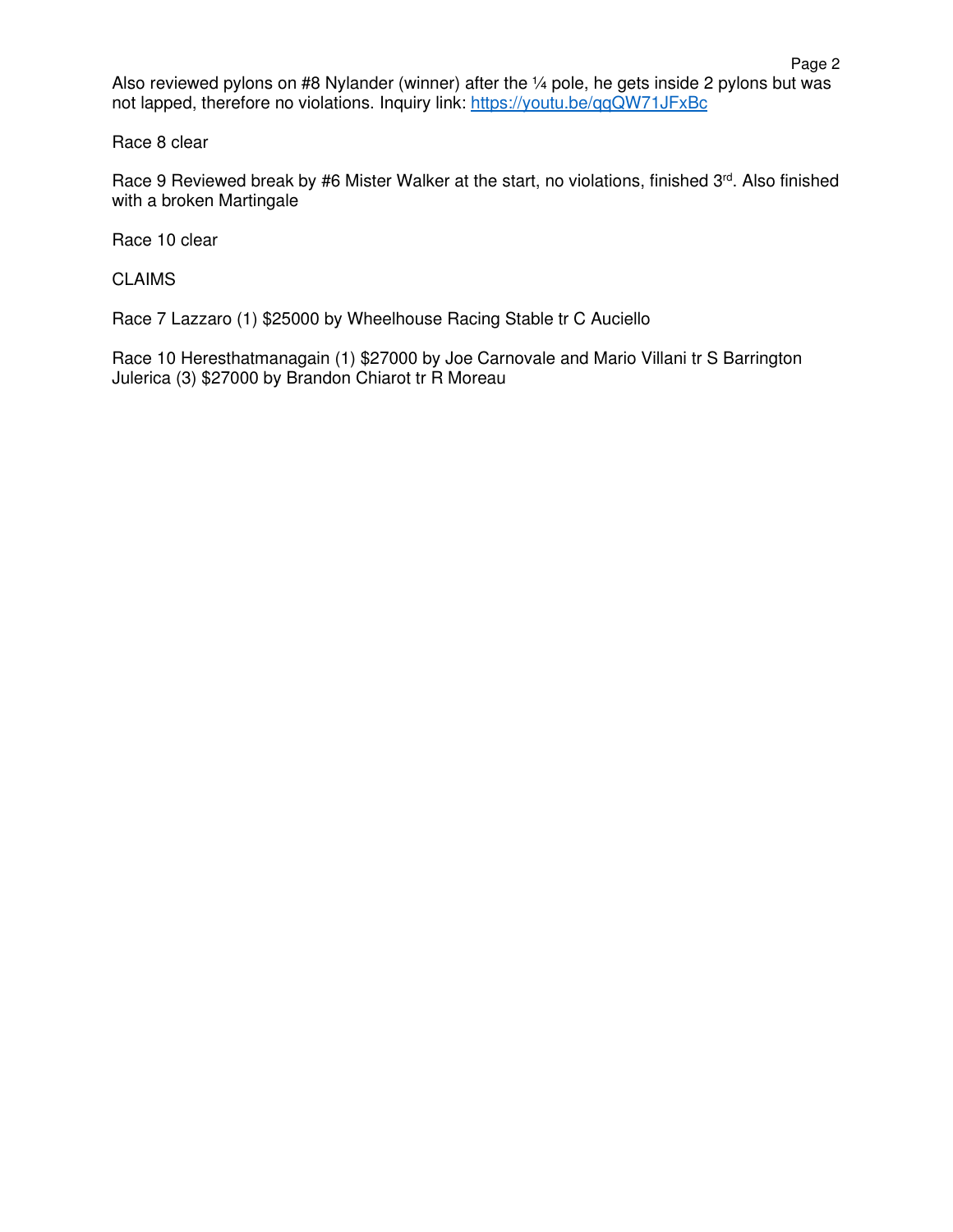Also reviewed pylons on #8 Nylander (winner) after the ¼ pole, he gets inside 2 pylons but was not lapped, therefore no violations. Inquiry link: https://youtu.be/qqQW71JFxBc

Race 8 clear

Race 9 Reviewed break by #6 Mister Walker at the start, no violations, finished 3rd. Also finished with a broken Martingale

Race 10 clear

CLAIMS

Race 7 Lazzaro (1) $25000 by Wheelhouse Racing Stable tr C Auciello

Race 10 Heresthatmanagain (1) $27000 by Joe Carnovale and Mario Villani tr S Barrington
Julerica (3) $27000 by Brandon Chiarot tr R Moreau